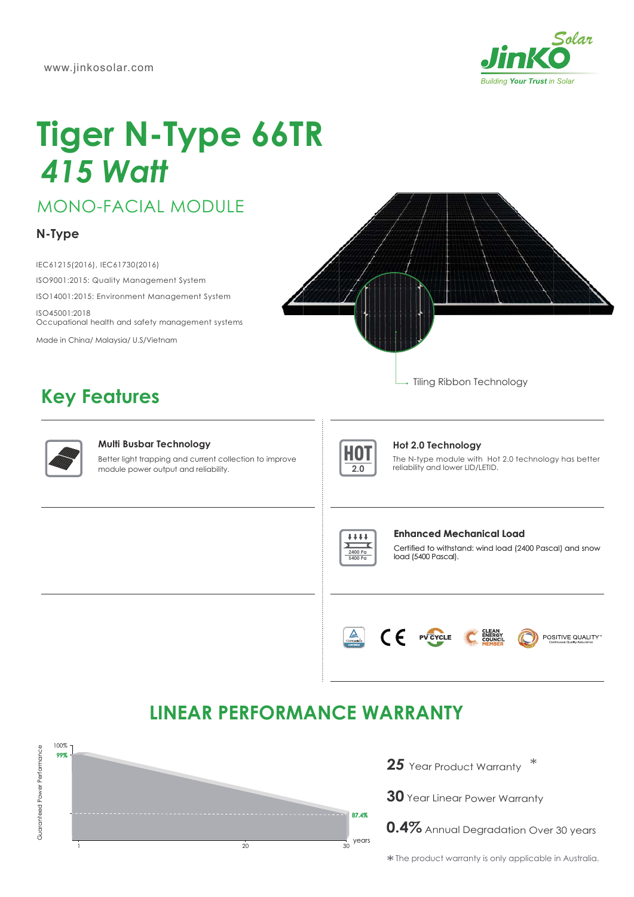www.jinkosolar.com

# Tiger N-Type 66TR
## *415 Watt*

MONO-FACIAL MODULE

**N-Type**

IEC61215(2016), IEC61730(2016)

ISO9001:2015: Quality Management System

ISO14001:2015: Environment Management System

ISO45001:2018
Occupational health and safety management systems

Made in China/ Malaysia/ U.S/Vietnam

Tiling Ribbon Technology

## Key Features

**Multi Busbar Technology**

Better light trapping and current collection to improve module power output and reliability.

**Hot 2.0 Technology**

The N-type module with Hot 2.0 technology has better reliability and lower LID/LETID.

**Enhanced Mechanical Load**

Certified to withstand: wind load (2400 Pascal) and snow load (5400 Pascal).

## LINEAR PERFORMANCE WARRANTY

Guaranteed Power Performance: 100%, 99%, 87.4%; years: 1, 20, 30

**25** Year Product Warranty *

**30** Year Linear Power Warranty

**0.4%** Annual Degradation Over 30 years

* The product warranty is only applicable in Australia.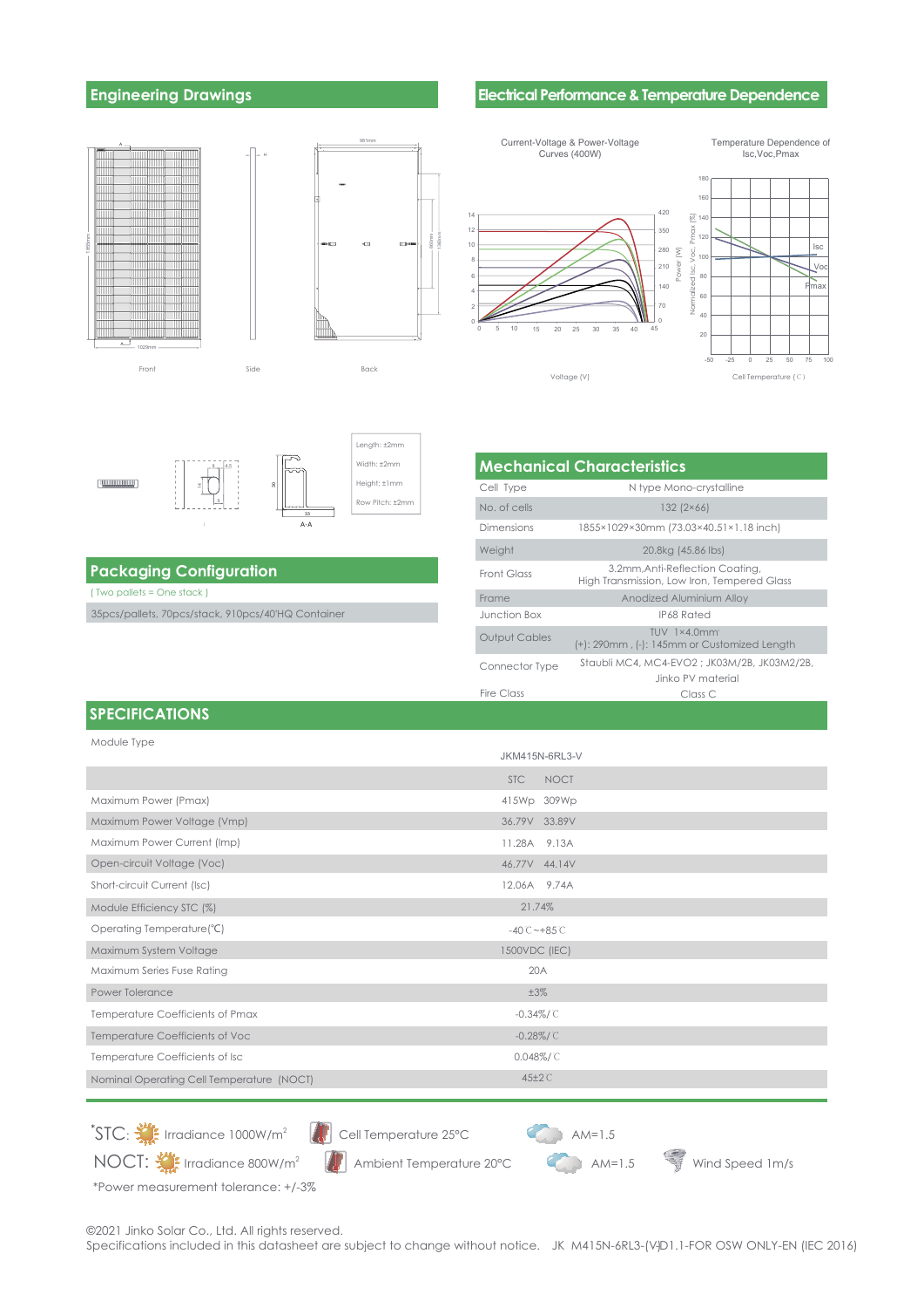## Engineering Drawings

A
H
981mm
1855mm
980mm
1360mm
1029mm
Front
Side
Back
4.5
14
30
33
A-A

Length: ±2mm
Width: ±2mm
Height: ±1mm
Row Pitch: ±2mm

## Electrical Performance & Temperature Dependence

Current-Voltage & Power-Voltage Curves (400W)

14
12
10
8
6
4
2
0
0 5 10 15 20 25 30 35 40 45
420
350
280
210
140
70
0
Power (W)
Voltage (V)

Temperature Dependence of Isc,Voc,Pmax

180
160
140
120
100
80
60
40
20
Normalized Isc, Voc, Pmax (%)
-50 -25 0 25 50 75 100
Isc
Voc
Pmax
Cell Temperature (℃)

## Packaging Configuration

( Two pallets = One stack )

35pcs/pallets, 70pcs/stack, 910pcs/40'HQ Container

## Mechanical Characteristics

| | |
|---|---|
| Cell Type | N type Mono-crystalline |
| No. of cells | 132 (2×66) |
| Dimensions | 1855×1029×30mm (73.03×40.51×1.18 inch) |
| Weight | 20.8kg (45.86 lbs) |
| Front Glass | 3.2mm,Anti-Reflection Coating, High Transmission, Low Iron, Tempered Glass |
| Frame | Anodized Aluminium Alloy |
| Junction Box | IP68 Rated |
| Output Cables | TUV 1×4.0mm² (+): 290mm , (-): 145mm or Customized Length |
| Connector Type | Staubli MC4, MC4-EVO2 ; JK03M/2B, JK03M2/2B, Jinko PV material |
| Fire Class | Class C |

## SPECIFICATIONS

| Module Type | JKM415N-6RL3-V | |
|---|---|---|
| | STC | NOCT |
| Maximum Power (Pmax) | 415Wp | 309Wp |
| Maximum Power Voltage (Vmp) | 36.79V | 33.89V |
| Maximum Power Current (Imp) | 11.28A | 9.13A |
| Open-circuit Voltage (Voc) | 46.77V | 44.14V |
| Short-circuit Current (Isc) | 12.06A | 9.74A |
| Module Efficiency STC (%) | 21.74% | |
| Operating Temperature(℃) | -40℃~+85℃ | |
| Maximum System Voltage | 1500VDC (IEC) | |
| Maximum Series Fuse Rating | 20A | |
| Power Tolerance | ±3% | |
| Temperature Coefficients of Pmax | -0.34%/℃ | |
| Temperature Coefficients of Voc | -0.28%/℃ | |
| Temperature Coefficients of Isc | 0.048%/℃ | |
| Nominal Operating Cell Temperature (NOCT) | 45±2℃ | |

*STC: Irradiance 1000W/m² Cell Temperature 25°C AM=1.5

NOCT: Irradiance 800W/m² Ambient Temperature 20°C AM=1.5 Wind Speed 1m/s

*Power measurement tolerance: +/-3%

©2021 Jinko Solar Co., Ltd. All rights reserved.
Specifications included in this datasheet are subject to change without notice. JK M415N-6RL3-(V)D1.1-FOR OSW ONLY-EN (IEC 2016)